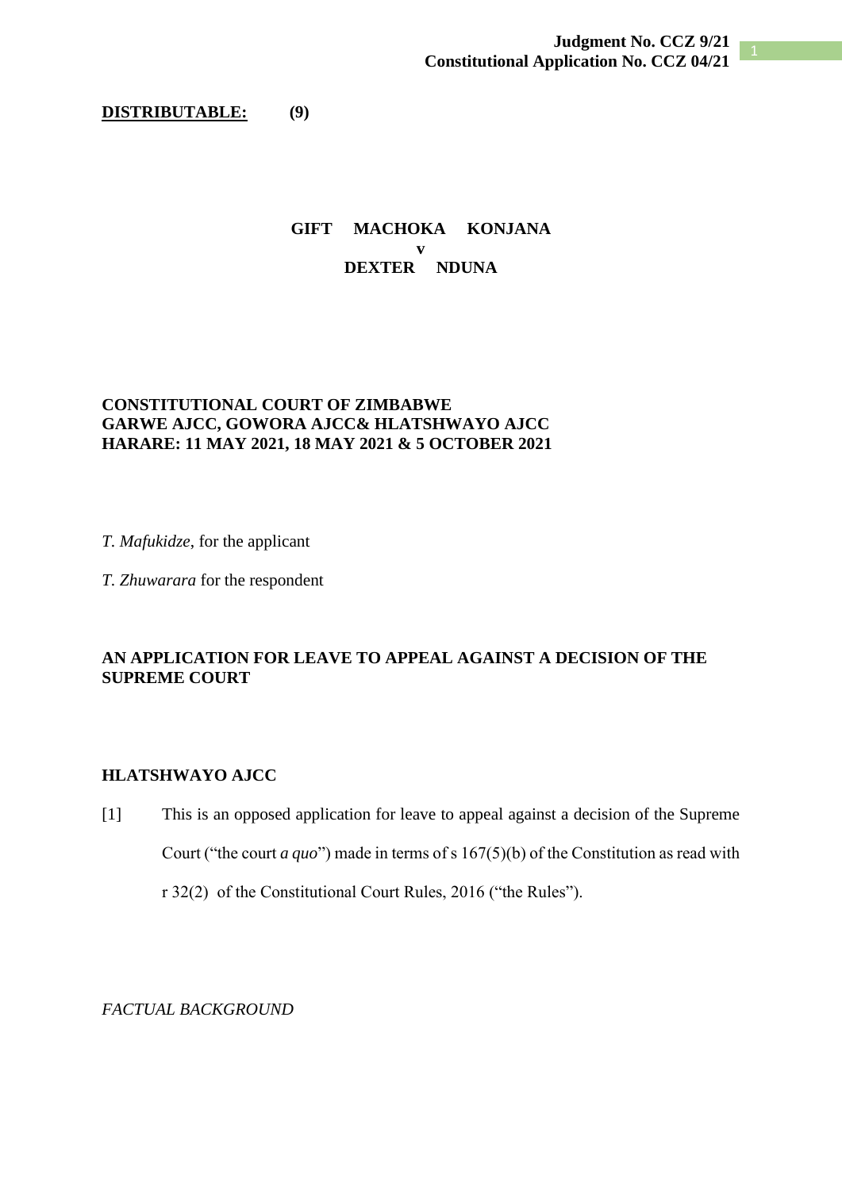**Judgment No. CCZ 9/21**
**Constitutional Application No. CCZ 04/21**

**DISTRIBUTABLE: (9)**

**GIFT MACHOKA KONJANA**
**v**
**DEXTER NDUNA**

**CONSTITUTIONAL COURT OF ZIMBABWE**
**GARWE AJCC, GOWORA AJCC& HLATSHWAYO AJCC**
**HARARE: 11 MAY 2021, 18 MAY 2021 & 5 OCTOBER 2021**

*T. Mafukidze*, for the applicant

*T. Zhuwarara* for the respondent

**AN APPLICATION FOR LEAVE TO APPEAL AGAINST A DECISION OF THE SUPREME COURT**

**HLATSHWAYO AJCC**

[1] This is an opposed application for leave to appeal against a decision of the Supreme Court ("the court *a quo*") made in terms of s 167(5)(b) of the Constitution as read with r 32(2) of the Constitutional Court Rules, 2016 ("the Rules").

*FACTUAL BACKGROUND*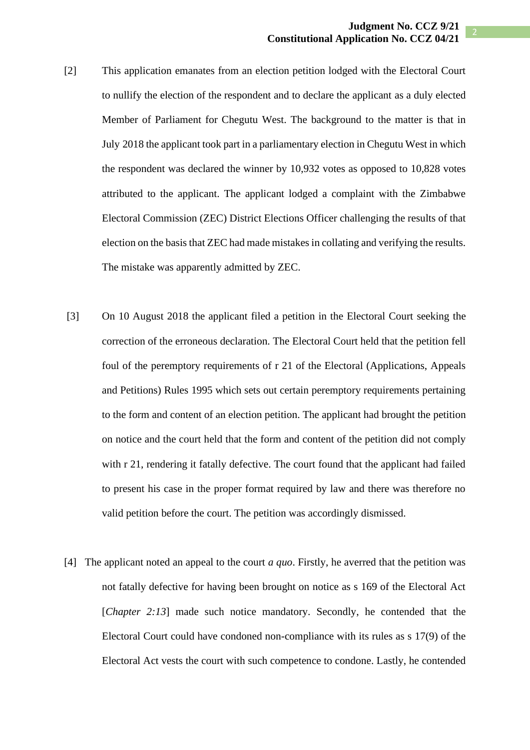[2] This application emanates from an election petition lodged with the Electoral Court to nullify the election of the respondent and to declare the applicant as a duly elected Member of Parliament for Chegutu West. The background to the matter is that in July 2018 the applicant took part in a parliamentary election in Chegutu West in which the respondent was declared the winner by 10,932 votes as opposed to 10,828 votes attributed to the applicant. The applicant lodged a complaint with the Zimbabwe Electoral Commission (ZEC) District Elections Officer challenging the results of that election on the basis that ZEC had made mistakes in collating and verifying the results. The mistake was apparently admitted by ZEC.

[3] On 10 August 2018 the applicant filed a petition in the Electoral Court seeking the correction of the erroneous declaration. The Electoral Court held that the petition fell foul of the peremptory requirements of r 21 of the Electoral (Applications, Appeals and Petitions) Rules 1995 which sets out certain peremptory requirements pertaining to the form and content of an election petition. The applicant had brought the petition on notice and the court held that the form and content of the petition did not comply with r 21, rendering it fatally defective. The court found that the applicant had failed to present his case in the proper format required by law and there was therefore no valid petition before the court. The petition was accordingly dismissed.

[4] The applicant noted an appeal to the court *a quo*. Firstly, he averred that the petition was not fatally defective for having been brought on notice as s 169 of the Electoral Act [*Chapter 2:13*] made such notice mandatory. Secondly, he contended that the Electoral Court could have condoned non-compliance with its rules as s 17(9) of the Electoral Act vests the court with such competence to condone. Lastly, he contended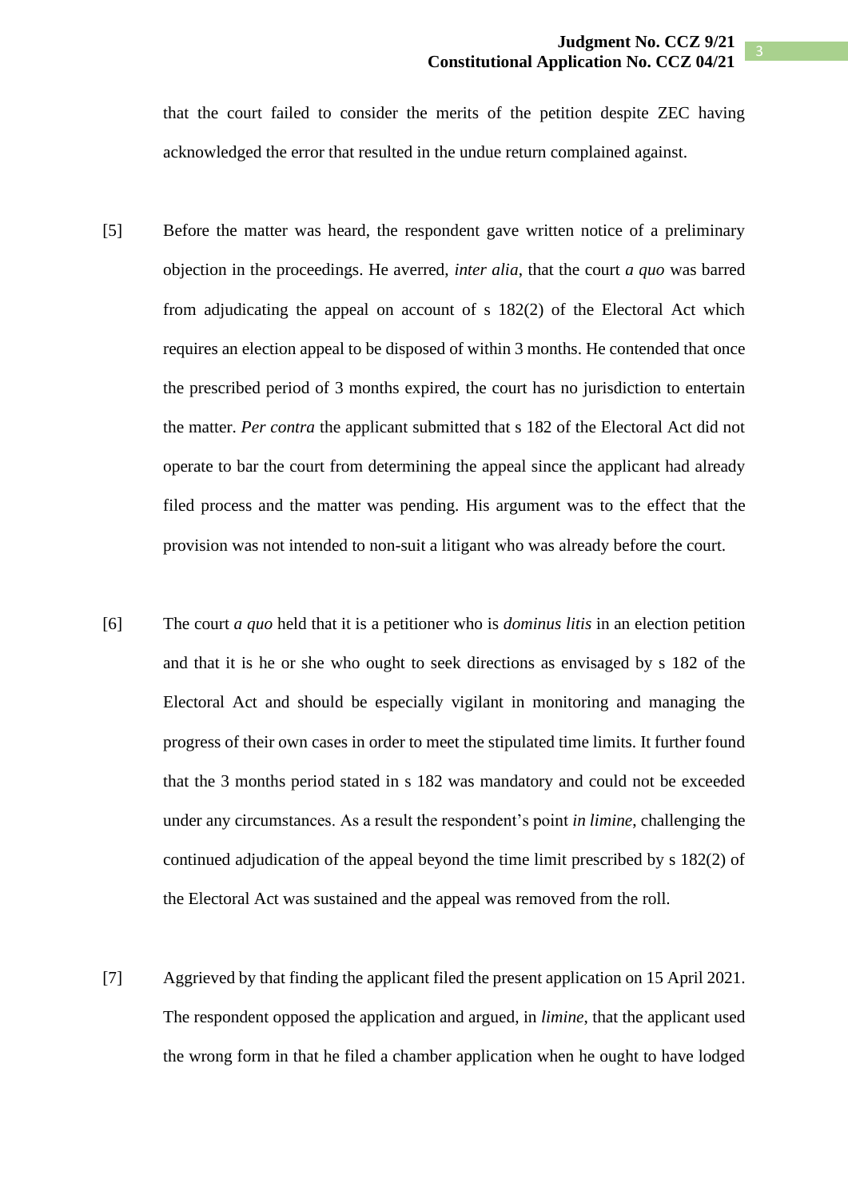that the court failed to consider the merits of the petition despite ZEC having acknowledged the error that resulted in the undue return complained against.

[5] Before the matter was heard, the respondent gave written notice of a preliminary objection in the proceedings. He averred, *inter alia*, that the court *a quo* was barred from adjudicating the appeal on account of s 182(2) of the Electoral Act which requires an election appeal to be disposed of within 3 months. He contended that once the prescribed period of 3 months expired, the court has no jurisdiction to entertain the matter. *Per contra* the applicant submitted that s 182 of the Electoral Act did not operate to bar the court from determining the appeal since the applicant had already filed process and the matter was pending. His argument was to the effect that the provision was not intended to non-suit a litigant who was already before the court.

[6] The court *a quo* held that it is a petitioner who is *dominus litis* in an election petition and that it is he or she who ought to seek directions as envisaged by s 182 of the Electoral Act and should be especially vigilant in monitoring and managing the progress of their own cases in order to meet the stipulated time limits. It further found that the 3 months period stated in s 182 was mandatory and could not be exceeded under any circumstances. As a result the respondent's point *in limine*, challenging the continued adjudication of the appeal beyond the time limit prescribed by s 182(2) of the Electoral Act was sustained and the appeal was removed from the roll.

[7] Aggrieved by that finding the applicant filed the present application on 15 April 2021. The respondent opposed the application and argued, in *limine*, that the applicant used the wrong form in that he filed a chamber application when he ought to have lodged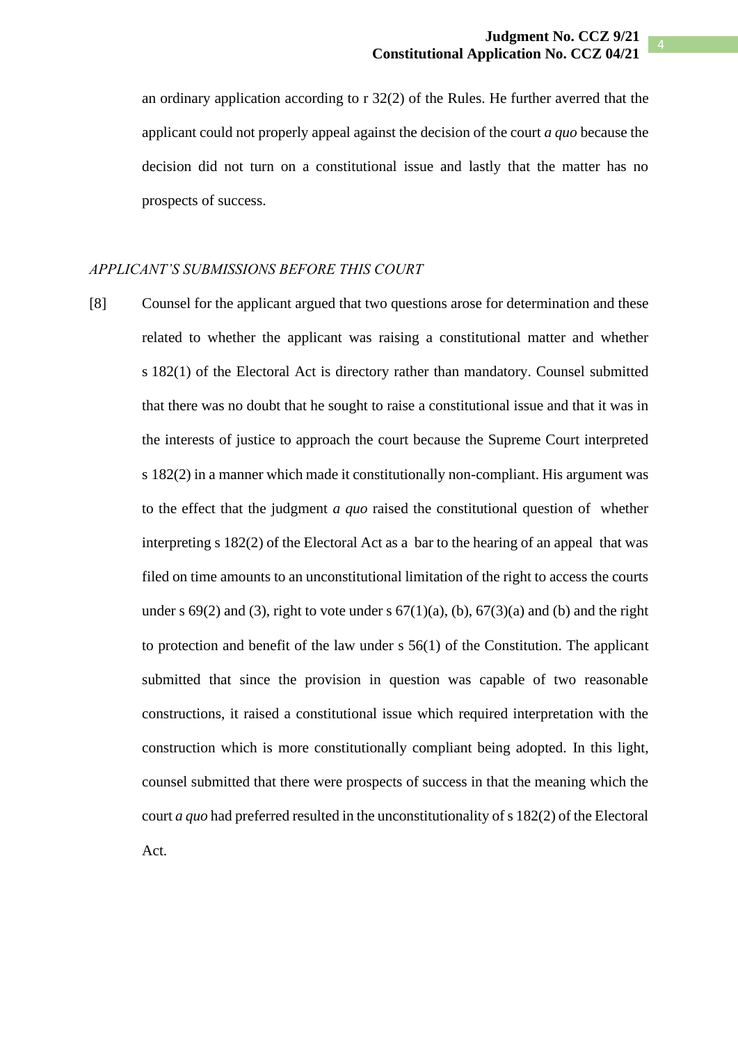an ordinary application according to r 32(2) of the Rules. He further averred that the applicant could not properly appeal against the decision of the court *a quo* because the decision did not turn on a constitutional issue and lastly that the matter has no prospects of success.

*APPLICANT'S SUBMISSIONS BEFORE THIS COURT*

[8] Counsel for the applicant argued that two questions arose for determination and these related to whether the applicant was raising a constitutional matter and whether s 182(1) of the Electoral Act is directory rather than mandatory. Counsel submitted that there was no doubt that he sought to raise a constitutional issue and that it was in the interests of justice to approach the court because the Supreme Court interpreted s 182(2) in a manner which made it constitutionally non-compliant. His argument was to the effect that the judgment *a quo* raised the constitutional question of whether interpreting s 182(2) of the Electoral Act as a bar to the hearing of an appeal that was filed on time amounts to an unconstitutional limitation of the right to access the courts under s 69(2) and (3), right to vote under s 67(1)(a), (b), 67(3)(a) and (b) and the right to protection and benefit of the law under s 56(1) of the Constitution. The applicant submitted that since the provision in question was capable of two reasonable constructions, it raised a constitutional issue which required interpretation with the construction which is more constitutionally compliant being adopted. In this light, counsel submitted that there were prospects of success in that the meaning which the court *a quo* had preferred resulted in the unconstitutionality of s 182(2) of the Electoral Act.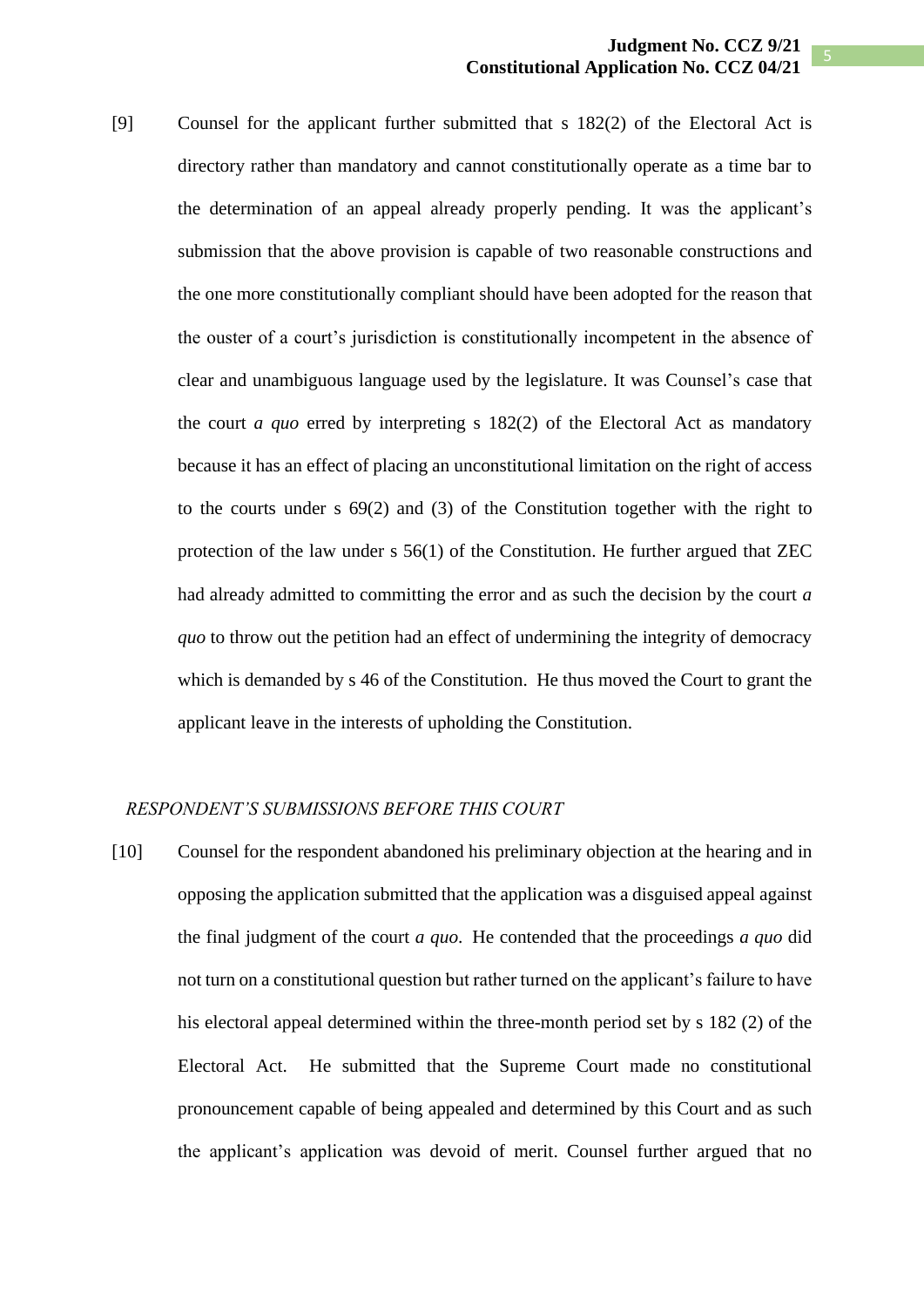[9] Counsel for the applicant further submitted that s 182(2) of the Electoral Act is directory rather than mandatory and cannot constitutionally operate as a time bar to the determination of an appeal already properly pending. It was the applicant's submission that the above provision is capable of two reasonable constructions and the one more constitutionally compliant should have been adopted for the reason that the ouster of a court's jurisdiction is constitutionally incompetent in the absence of clear and unambiguous language used by the legislature. It was Counsel's case that the court *a quo* erred by interpreting s 182(2) of the Electoral Act as mandatory because it has an effect of placing an unconstitutional limitation on the right of access to the courts under s 69(2) and (3) of the Constitution together with the right to protection of the law under s 56(1) of the Constitution. He further argued that ZEC had already admitted to committing the error and as such the decision by the court *a quo* to throw out the petition had an effect of undermining the integrity of democracy which is demanded by s 46 of the Constitution. He thus moved the Court to grant the applicant leave in the interests of upholding the Constitution.

*RESPONDENT'S SUBMISSIONS BEFORE THIS COURT*

[10] Counsel for the respondent abandoned his preliminary objection at the hearing and in opposing the application submitted that the application was a disguised appeal against the final judgment of the court *a quo*. He contended that the proceedings *a quo* did not turn on a constitutional question but rather turned on the applicant's failure to have his electoral appeal determined within the three-month period set by s 182 (2) of the Electoral Act. He submitted that the Supreme Court made no constitutional pronouncement capable of being appealed and determined by this Court and as such the applicant's application was devoid of merit. Counsel further argued that no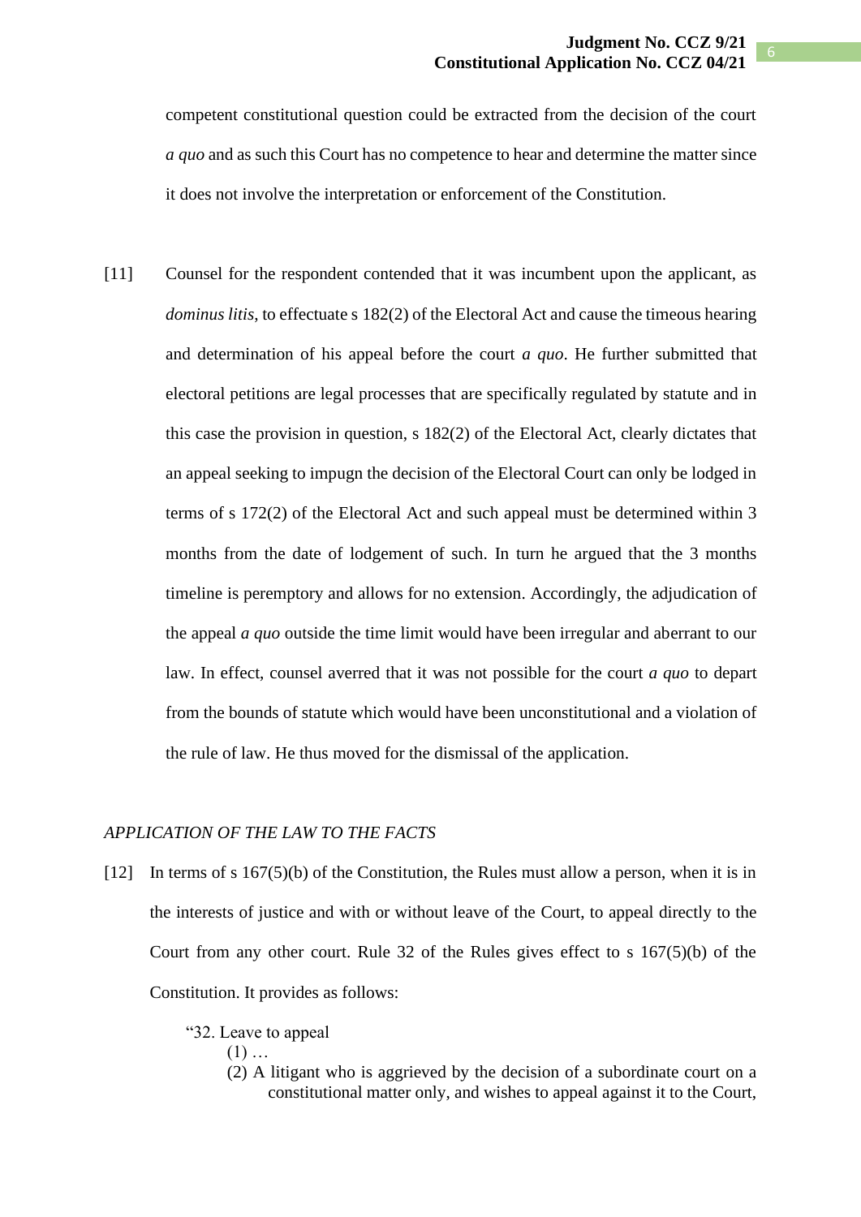competent constitutional question could be extracted from the decision of the court *a quo* and as such this Court has no competence to hear and determine the matter since it does not involve the interpretation or enforcement of the Constitution.

[11] Counsel for the respondent contended that it was incumbent upon the applicant, as *dominus litis*, to effectuate s 182(2) of the Electoral Act and cause the timeous hearing and determination of his appeal before the court *a quo*. He further submitted that electoral petitions are legal processes that are specifically regulated by statute and in this case the provision in question, s 182(2) of the Electoral Act, clearly dictates that an appeal seeking to impugn the decision of the Electoral Court can only be lodged in terms of s 172(2) of the Electoral Act and such appeal must be determined within 3 months from the date of lodgement of such. In turn he argued that the 3 months timeline is peremptory and allows for no extension. Accordingly, the adjudication of the appeal *a quo* outside the time limit would have been irregular and aberrant to our law. In effect, counsel averred that it was not possible for the court *a quo* to depart from the bounds of statute which would have been unconstitutional and a violation of the rule of law. He thus moved for the dismissal of the application.

*APPLICATION OF THE LAW TO THE FACTS*

[12] In terms of s 167(5)(b) of the Constitution, the Rules must allow a person, when it is in the interests of justice and with or without leave of the Court, to appeal directly to the Court from any other court. Rule 32 of the Rules gives effect to s 167(5)(b) of the Constitution. It provides as follows:

> "32. Leave to appeal
>
> (1) …
>
> (2) A litigant who is aggrieved by the decision of a subordinate court on a constitutional matter only, and wishes to appeal against it to the Court,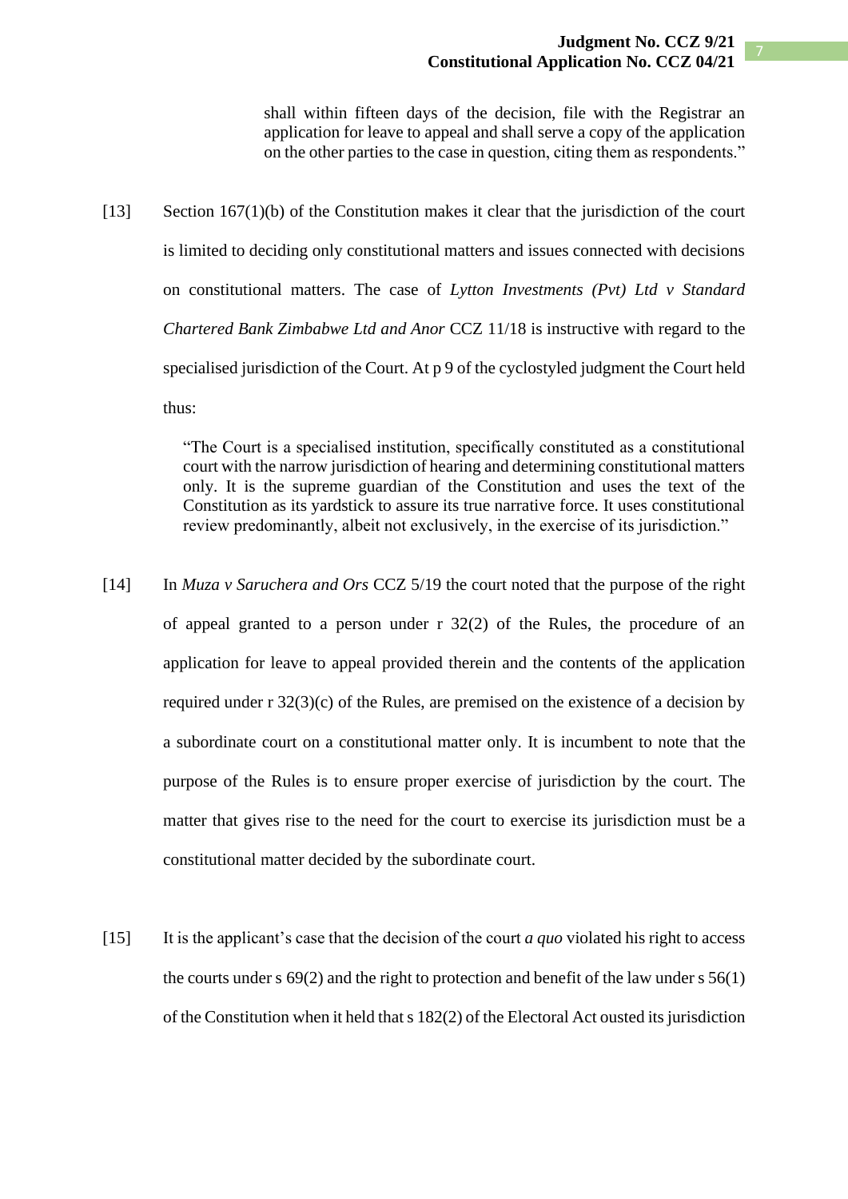> shall within fifteen days of the decision, file with the Registrar an application for leave to appeal and shall serve a copy of the application on the other parties to the case in question, citing them as respondents."

[13] Section 167(1)(b) of the Constitution makes it clear that the jurisdiction of the court is limited to deciding only constitutional matters and issues connected with decisions on constitutional matters. The case of *Lytton Investments (Pvt) Ltd v Standard Chartered Bank Zimbabwe Ltd and Anor* CCZ 11/18 is instructive with regard to the specialised jurisdiction of the Court. At p 9 of the cyclostyled judgment the Court held thus:

> "The Court is a specialised institution, specifically constituted as a constitutional court with the narrow jurisdiction of hearing and determining constitutional matters only. It is the supreme guardian of the Constitution and uses the text of the Constitution as its yardstick to assure its true narrative force. It uses constitutional review predominantly, albeit not exclusively, in the exercise of its jurisdiction."

[14] In *Muza v Saruchera and Ors* CCZ 5/19 the court noted that the purpose of the right of appeal granted to a person under r 32(2) of the Rules, the procedure of an application for leave to appeal provided therein and the contents of the application required under r 32(3)(c) of the Rules, are premised on the existence of a decision by a subordinate court on a constitutional matter only. It is incumbent to note that the purpose of the Rules is to ensure proper exercise of jurisdiction by the court. The matter that gives rise to the need for the court to exercise its jurisdiction must be a constitutional matter decided by the subordinate court.

[15] It is the applicant's case that the decision of the court *a quo* violated his right to access the courts under s 69(2) and the right to protection and benefit of the law under s 56(1) of the Constitution when it held that s 182(2) of the Electoral Act ousted its jurisdiction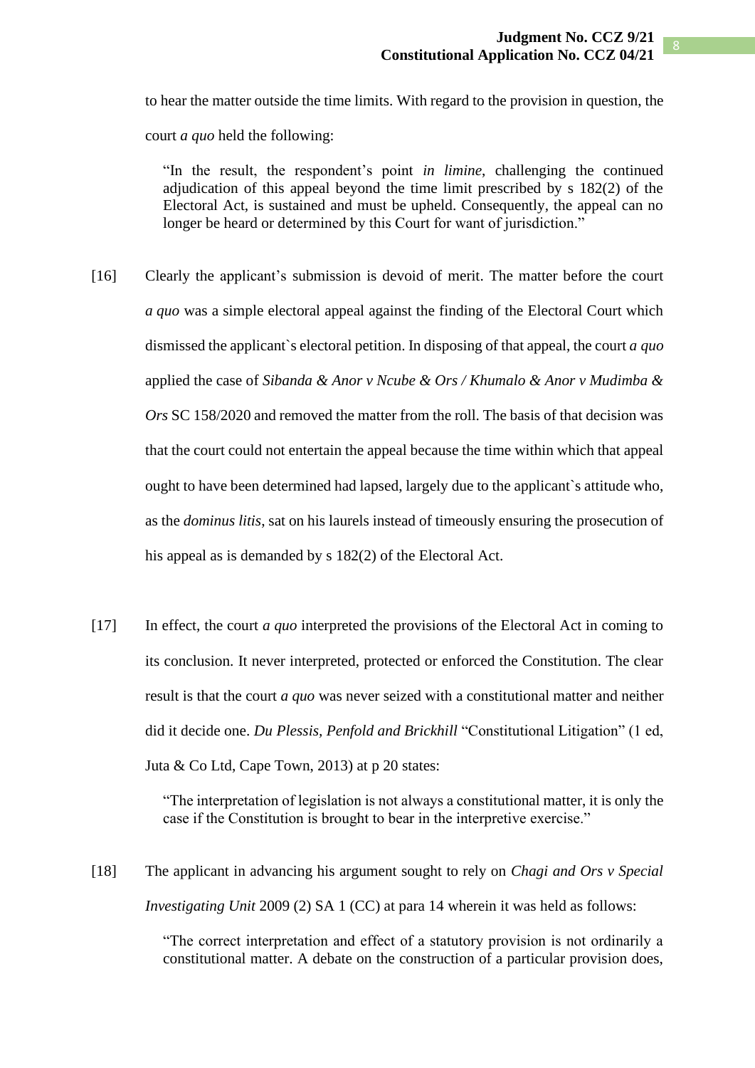to hear the matter outside the time limits. With regard to the provision in question, the court *a quo* held the following:

> "In the result, the respondent's point *in limine*, challenging the continued adjudication of this appeal beyond the time limit prescribed by s 182(2) of the Electoral Act, is sustained and must be upheld. Consequently, the appeal can no longer be heard or determined by this Court for want of jurisdiction."

[16] Clearly the applicant's submission is devoid of merit. The matter before the court *a quo* was a simple electoral appeal against the finding of the Electoral Court which dismissed the applicant`s electoral petition. In disposing of that appeal, the court *a quo* applied the case of *Sibanda & Anor v Ncube & Ors / Khumalo & Anor v Mudimba & Ors* SC 158/2020 and removed the matter from the roll. The basis of that decision was that the court could not entertain the appeal because the time within which that appeal ought to have been determined had lapsed, largely due to the applicant`s attitude who, as the *dominus litis*, sat on his laurels instead of timeously ensuring the prosecution of his appeal as is demanded by s 182(2) of the Electoral Act.

[17] In effect, the court *a quo* interpreted the provisions of the Electoral Act in coming to its conclusion. It never interpreted, protected or enforced the Constitution. The clear result is that the court *a quo* was never seized with a constitutional matter and neither did it decide one. *Du Plessis, Penfold and Brickhill* "Constitutional Litigation" (1 ed, Juta & Co Ltd, Cape Town, 2013) at p 20 states:

> "The interpretation of legislation is not always a constitutional matter, it is only the case if the Constitution is brought to bear in the interpretive exercise."

[18] The applicant in advancing his argument sought to rely on *Chagi and Ors v Special Investigating Unit* 2009 (2) SA 1 (CC) at para 14 wherein it was held as follows:

> "The correct interpretation and effect of a statutory provision is not ordinarily a constitutional matter. A debate on the construction of a particular provision does,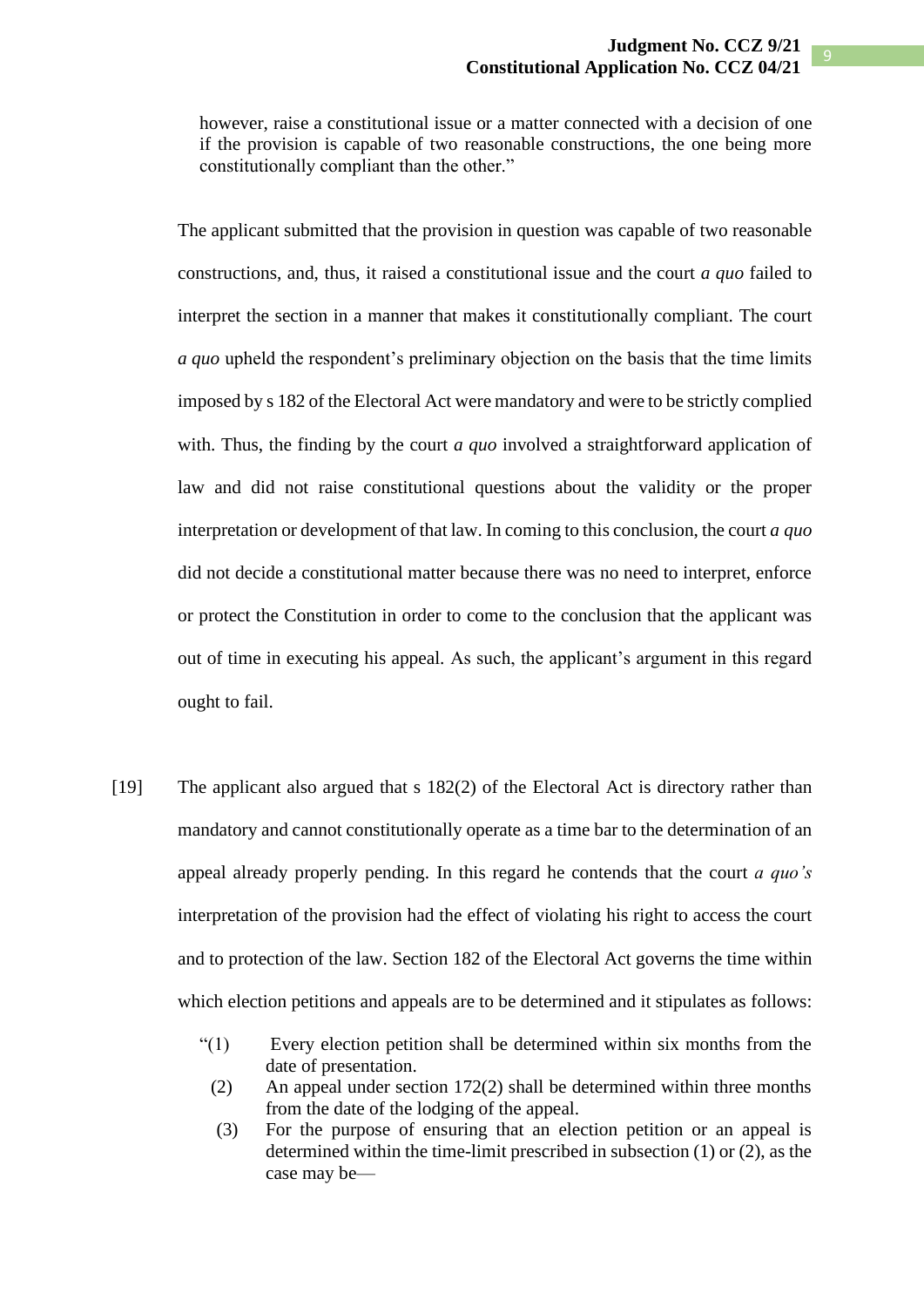> however, raise a constitutional issue or a matter connected with a decision of one if the provision is capable of two reasonable constructions, the one being more constitutionally compliant than the other."

The applicant submitted that the provision in question was capable of two reasonable constructions, and, thus, it raised a constitutional issue and the court *a quo* failed to interpret the section in a manner that makes it constitutionally compliant. The court *a quo* upheld the respondent's preliminary objection on the basis that the time limits imposed by s 182 of the Electoral Act were mandatory and were to be strictly complied with. Thus, the finding by the court *a quo* involved a straightforward application of law and did not raise constitutional questions about the validity or the proper interpretation or development of that law. In coming to this conclusion, the court *a quo* did not decide a constitutional matter because there was no need to interpret, enforce or protect the Constitution in order to come to the conclusion that the applicant was out of time in executing his appeal. As such, the applicant's argument in this regard ought to fail.

[19] The applicant also argued that s 182(2) of the Electoral Act is directory rather than mandatory and cannot constitutionally operate as a time bar to the determination of an appeal already properly pending. In this regard he contends that the court *a quo's* interpretation of the provision had the effect of violating his right to access the court and to protection of the law. Section 182 of the Electoral Act governs the time within which election petitions and appeals are to be determined and it stipulates as follows:

> "(1) Every election petition shall be determined within six months from the date of presentation.
>
> (2) An appeal under section 172(2) shall be determined within three months from the date of the lodging of the appeal.
>
> (3) For the purpose of ensuring that an election petition or an appeal is determined within the time-limit prescribed in subsection (1) or (2), as the case may be—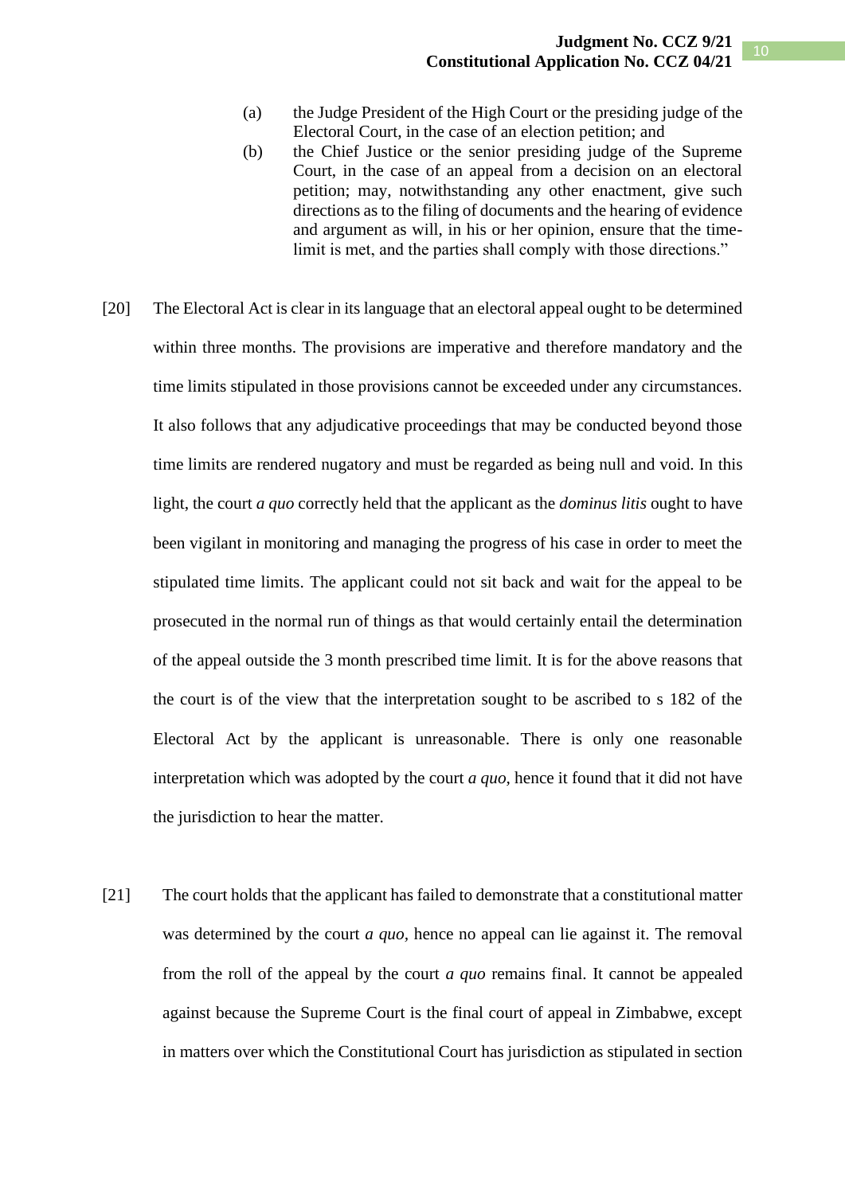(a) the Judge President of the High Court or the presiding judge of the Electoral Court, in the case of an election petition; and

(b) the Chief Justice or the senior presiding judge of the Supreme Court, in the case of an appeal from a decision on an electoral petition; may, notwithstanding any other enactment, give such directions as to the filing of documents and the hearing of evidence and argument as will, in his or her opinion, ensure that the time-limit is met, and the parties shall comply with those directions."

[20] The Electoral Act is clear in its language that an electoral appeal ought to be determined within three months. The provisions are imperative and therefore mandatory and the time limits stipulated in those provisions cannot be exceeded under any circumstances. It also follows that any adjudicative proceedings that may be conducted beyond those time limits are rendered nugatory and must be regarded as being null and void. In this light, the court *a quo* correctly held that the applicant as the *dominus litis* ought to have been vigilant in monitoring and managing the progress of his case in order to meet the stipulated time limits. The applicant could not sit back and wait for the appeal to be prosecuted in the normal run of things as that would certainly entail the determination of the appeal outside the 3 month prescribed time limit. It is for the above reasons that the court is of the view that the interpretation sought to be ascribed to s 182 of the Electoral Act by the applicant is unreasonable. There is only one reasonable interpretation which was adopted by the court *a quo*, hence it found that it did not have the jurisdiction to hear the matter.

[21] The court holds that the applicant has failed to demonstrate that a constitutional matter was determined by the court *a quo*, hence no appeal can lie against it. The removal from the roll of the appeal by the court *a quo* remains final. It cannot be appealed against because the Supreme Court is the final court of appeal in Zimbabwe, except in matters over which the Constitutional Court has jurisdiction as stipulated in section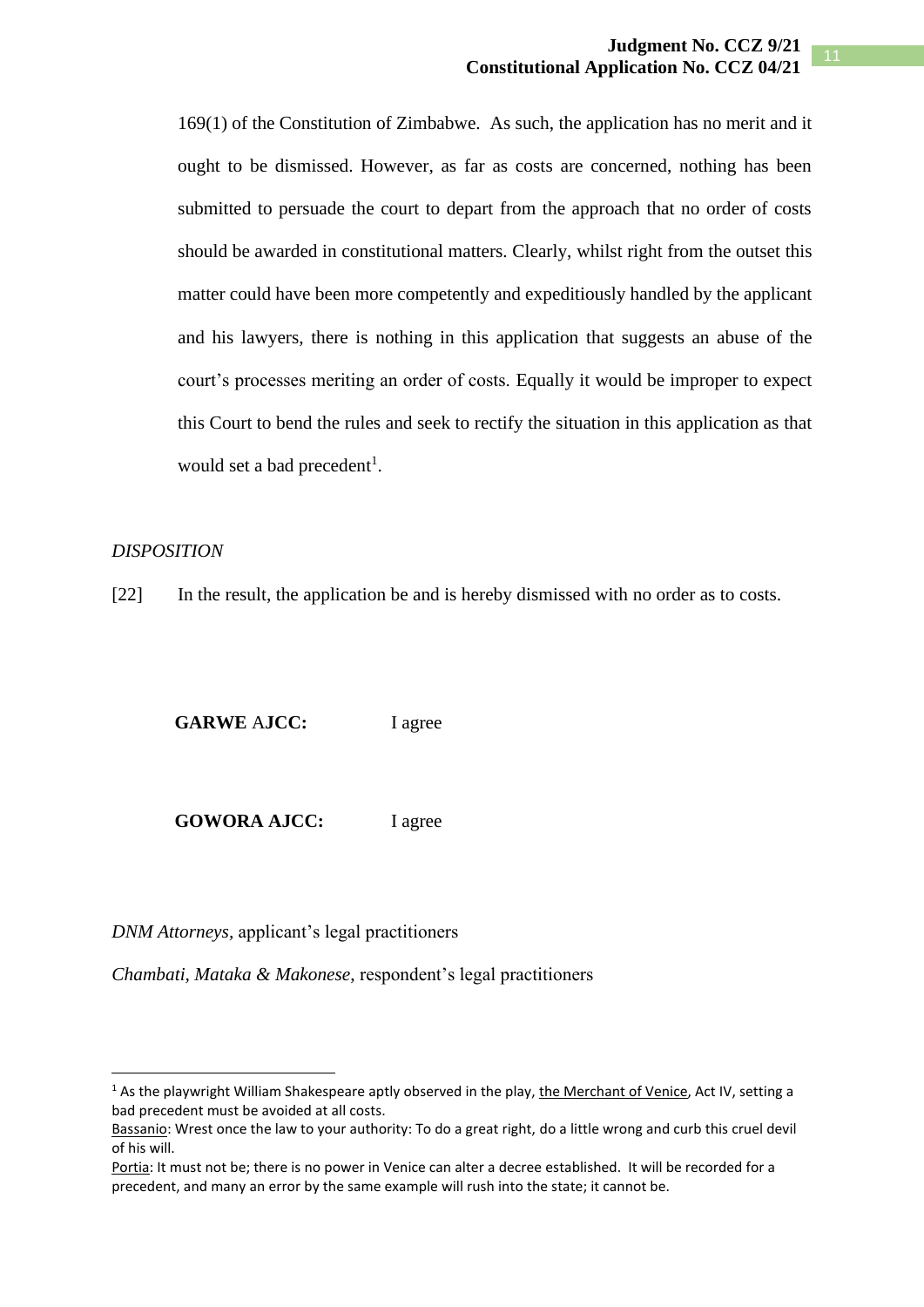169(1) of the Constitution of Zimbabwe. As such, the application has no merit and it ought to be dismissed. However, as far as costs are concerned, nothing has been submitted to persuade the court to depart from the approach that no order of costs should be awarded in constitutional matters. Clearly, whilst right from the outset this matter could have been more competently and expeditiously handled by the applicant and his lawyers, there is nothing in this application that suggests an abuse of the court's processes meriting an order of costs. Equally it would be improper to expect this Court to bend the rules and seek to rectify the situation in this application as that would set a bad precedent[1].

*DISPOSITION*

[22] In the result, the application be and is hereby dismissed with no order as to costs.

**GARWE** A**JCC:** I agree

**GOWORA AJCC:** I agree

*DNM Attorneys*, applicant's legal practitioners

*Chambati, Mataka & Makonese*, respondent's legal practitioners

---

[1] As the playwright William Shakespeare aptly observed in the play, the Merchant of Venice, Act IV, setting a bad precedent must be avoided at all costs.

Bassanio: Wrest once the law to your authority: To do a great right, do a little wrong and curb this cruel devil of his will.

Portia: It must not be; there is no power in Venice can alter a decree established. It will be recorded for a precedent, and many an error by the same example will rush into the state; it cannot be.